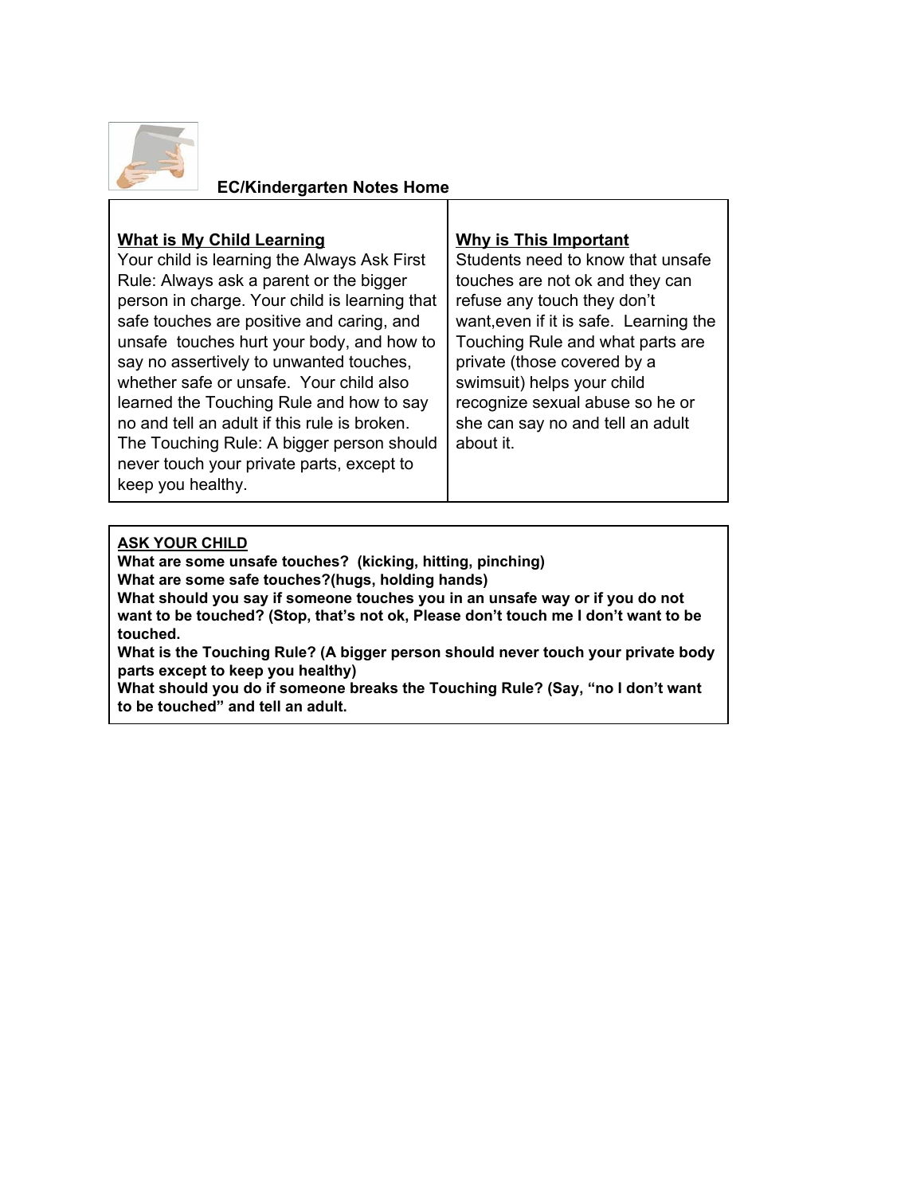**EC/Kindergarten Notes Home**

| **What is My Child Learning** | **Why is This Important** |
|---|---|
| Your child is learning the Always Ask First Rule: Always ask a parent or the bigger person in charge. Your child is learning that safe touches are positive and caring, and unsafe touches hurt your body, and how to say no assertively to unwanted touches, whether safe or unsafe. Your child also learned the Touching Rule and how to say no and tell an adult if this rule is broken. The Touching Rule: A bigger person should never touch your private parts, except to keep you healthy. | Students need to know that unsafe touches are not ok and they can refuse any touch they don't want,even if it is safe. Learning the Touching Rule and what parts are private (those covered by a swimsuit) helps your child recognize sexual abuse so he or she can say no and tell an adult about it. |

**ASK YOUR CHILD**

**What are some unsafe touches? (kicking, hitting, pinching)**
**What are some safe touches?(hugs, holding hands)**
**What should you say if someone touches you in an unsafe way or if you do not want to be touched? (Stop, that's not ok, Please don't touch me I don't want to be touched.**
**What is the Touching Rule? (A bigger person should never touch your private body parts except to keep you healthy)**
**What should you do if someone breaks the Touching Rule? (Say, "no I don't want to be touched" and tell an adult.**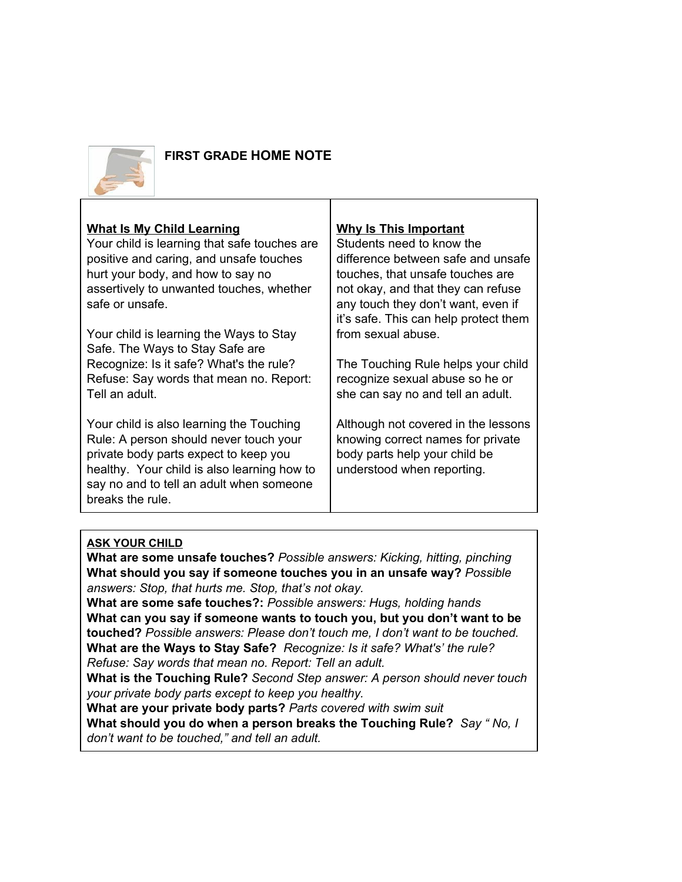**FIRST GRADE HOME NOTE**

| **What Is My Child Learning** | **Why Is This Important** |
|---|---|
| Your child is learning that safe touches are positive and caring, and unsafe touches hurt your body, and how to say no assertively to unwanted touches, whether safe or unsafe.<br><br>Your child is learning the Ways to Stay Safe. The Ways to Stay Safe are Recognize: Is it safe? What's the rule? Refuse: Say words that mean no. Report: Tell an adult.<br><br>Your child is also learning the Touching Rule: A person should never touch your private body parts expect to keep you healthy. Your child is also learning how to say no and to tell an adult when someone breaks the rule. | Students need to know the difference between safe and unsafe touches, that unsafe touches are not okay, and that they can refuse any touch they don't want, even if it's safe. This can help protect them from sexual abuse.<br><br>The Touching Rule helps your child recognize sexual abuse so he or she can say no and tell an adult.<br><br>Although not covered in the lessons knowing correct names for private body parts help your child be understood when reporting. |

**ASK YOUR CHILD**

**What are some unsafe touches?** *Possible answers: Kicking, hitting, pinching*
**What should you say if someone touches you in an unsafe way?** *Possible answers: Stop, that hurts me. Stop, that's not okay.*
**What are some safe touches?:** *Possible answers: Hugs, holding hands*
**What can you say if someone wants to touch you, but you don't want to be touched?** *Possible answers: Please don't touch me, I don't want to be touched.*
**What are the Ways to Stay Safe?** *Recognize: Is it safe? What's' the rule? Refuse: Say words that mean no. Report: Tell an adult.*
**What is the Touching Rule?** *Second Step answer: A person should never touch your private body parts except to keep you healthy.*
**What are your private body parts?** *Parts covered with swim suit*
**What should you do when a person breaks the Touching Rule?** *Say " No, I don't want to be touched," and tell an adult.*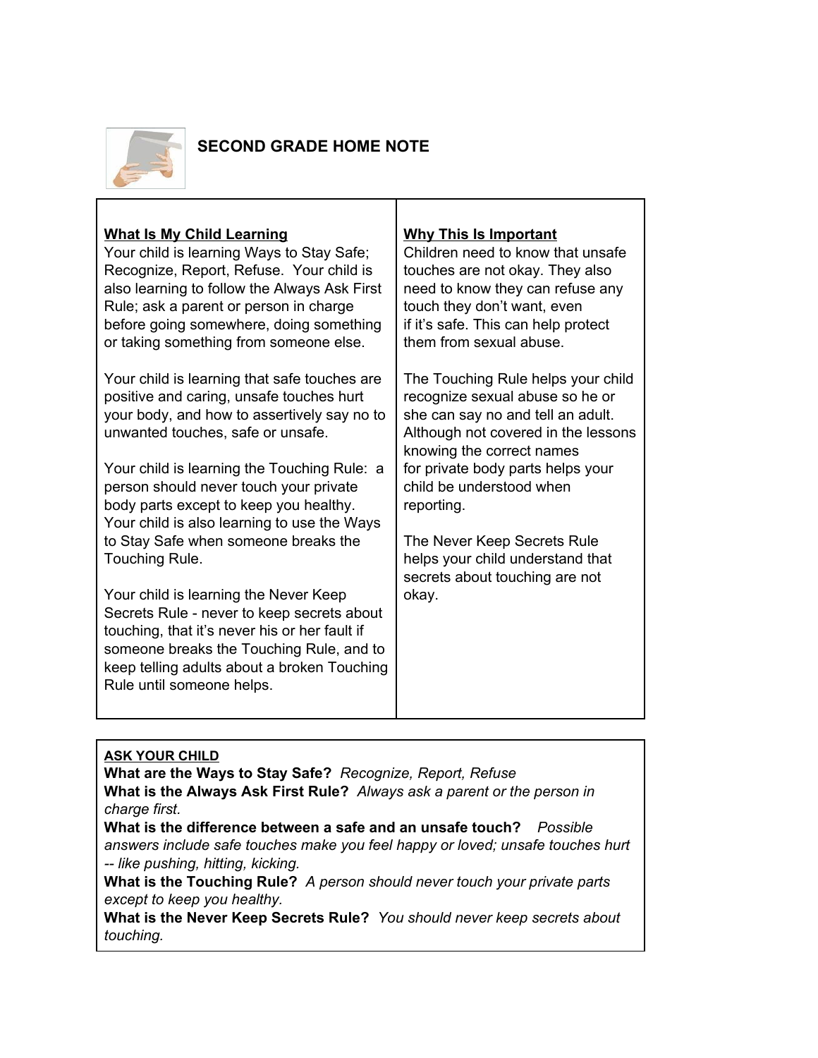# SECOND GRADE HOME NOTE

## What Is My Child Learning

Your child is learning Ways to Stay Safe; Recognize, Report, Refuse. Your child is also learning to follow the Always Ask First Rule; ask a parent or person in charge before going somewhere, doing something or taking something from someone else.

Your child is learning that safe touches are positive and caring, unsafe touches hurt your body, and how to assertively say no to unwanted touches, safe or unsafe.

Your child is learning the Touching Rule: a person should never touch your private body parts except to keep you healthy. Your child is also learning to use the Ways to Stay Safe when someone breaks the Touching Rule.

Your child is learning the Never Keep Secrets Rule - never to keep secrets about touching, that it's never his or her fault if someone breaks the Touching Rule, and to keep telling adults about a broken Touching Rule until someone helps.

## Why This Is Important

Children need to know that unsafe touches are not okay. They also need to know they can refuse any touch they don't want, even if it's safe. This can help protect them from sexual abuse.

The Touching Rule helps your child recognize sexual abuse so he or she can say no and tell an adult. Although not covered in the lessons knowing the correct names for private body parts helps your child be understood when reporting.

The Never Keep Secrets Rule helps your child understand that secrets about touching are not okay.

## ASK YOUR CHILD

**What are the Ways to Stay Safe?** *Recognize, Report, Refuse*

**What is the Always Ask First Rule?** *Always ask a parent or the person in charge first.*

**What is the difference between a safe and an unsafe touch?** *Possible answers include safe touches make you feel happy or loved; unsafe touches hurt -- like pushing, hitting, kicking.*

**What is the Touching Rule?** *A person should never touch your private parts except to keep you healthy.*

**What is the Never Keep Secrets Rule?** *You should never keep secrets about touching.*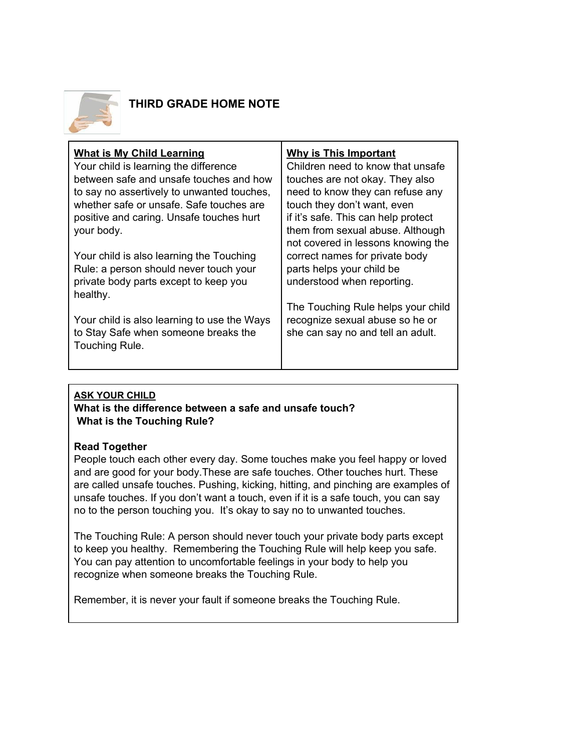## THIRD GRADE HOME NOTE

| What is My Child Learning | Why is This Important |
|---|---|
| Your child is learning the difference between safe and unsafe touches and how to say no assertively to unwanted touches, whether safe or unsafe. Safe touches are positive and caring. Unsafe touches hurt your body.<br><br>Your child is also learning the Touching Rule: a person should never touch your private body parts except to keep you healthy.<br><br>Your child is also learning to use the Ways to Stay Safe when someone breaks the Touching Rule. | Children need to know that unsafe touches are not okay. They also need to know they can refuse any touch they don't want, even if it's safe. This can help protect them from sexual abuse. Although not covered in lessons knowing the correct names for private body parts helps your child be understood when reporting.<br><br>The Touching Rule helps your child recognize sexual abuse so he or she can say no and tell an adult. |

**ASK YOUR CHILD**

**What is the difference between a safe and unsafe touch?**
**What is the Touching Rule?**

**Read Together**

People touch each other every day. Some touches make you feel happy or loved and are good for your body.These are safe touches. Other touches hurt. These are called unsafe touches. Pushing, kicking, hitting, and pinching are examples of unsafe touches. If you don't want a touch, even if it is a safe touch, you can say no to the person touching you. It's okay to say no to unwanted touches.

The Touching Rule: A person should never touch your private body parts except to keep you healthy. Remembering the Touching Rule will help keep you safe. You can pay attention to uncomfortable feelings in your body to help you recognize when someone breaks the Touching Rule.

Remember, it is never your fault if someone breaks the Touching Rule.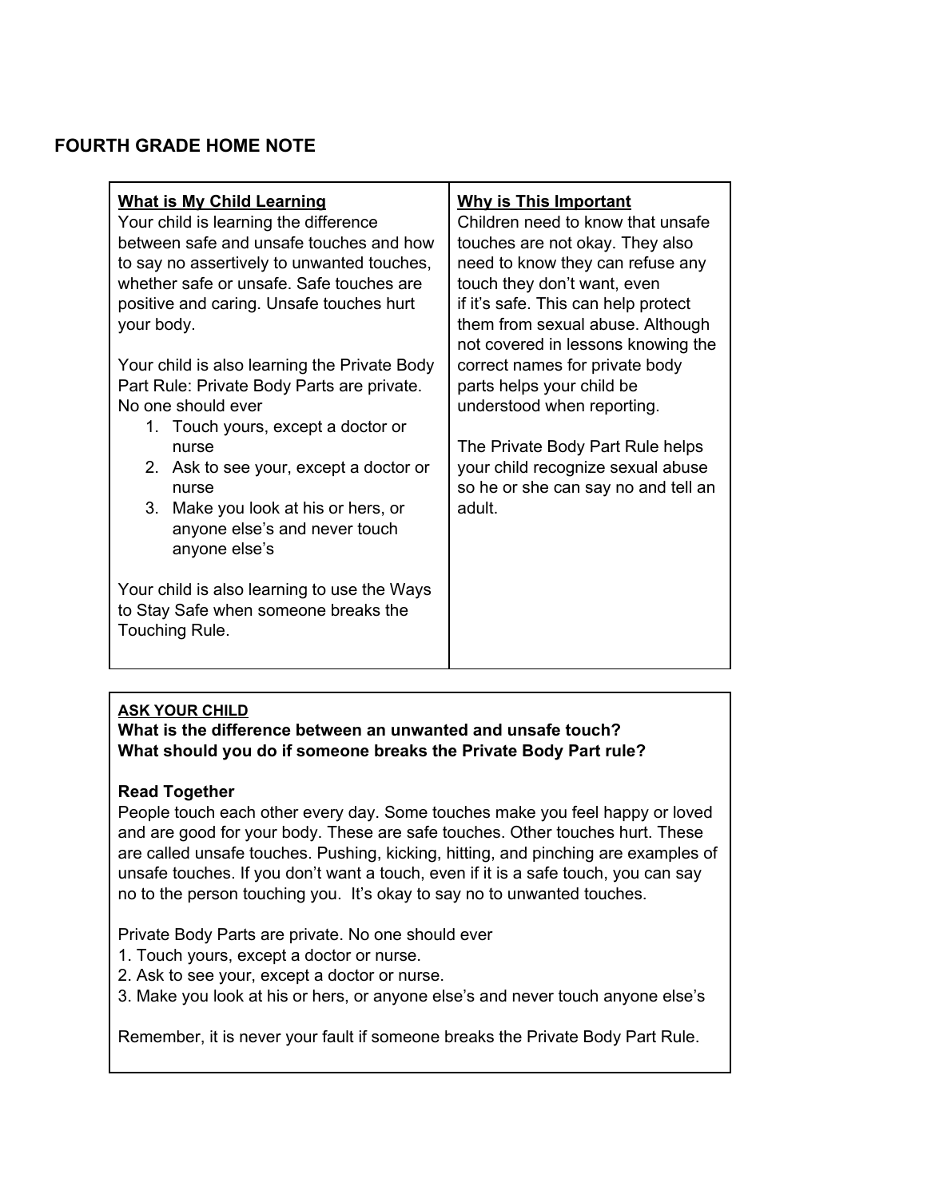## FOURTH GRADE HOME NOTE

| **What is My Child Learning** | **Why is This Important** |
|---|---|
| Your child is learning the difference between safe and unsafe touches and how to say no assertively to unwanted touches, whether safe or unsafe. Safe touches are positive and caring. Unsafe touches hurt your body.<br><br>Your child is also learning the Private Body Part Rule: Private Body Parts are private. No one should ever<br>1. Touch yours, except a doctor or nurse<br>2. Ask to see your, except a doctor or nurse<br>3. Make you look at his or hers, or anyone else's and never touch anyone else's<br><br>Your child is also learning to use the Ways to Stay Safe when someone breaks the Touching Rule. | Children need to know that unsafe touches are not okay. They also need to know they can refuse any touch they don't want, even if it's safe. This can help protect them from sexual abuse. Although not covered in lessons knowing the correct names for private body parts helps your child be understood when reporting.<br><br>The Private Body Part Rule helps your child recognize sexual abuse so he or she can say no and tell an adult. |

**ASK YOUR CHILD**

**What is the difference between an unwanted and unsafe touch?**
**What should you do if someone breaks the Private Body Part rule?**

**Read Together**

People touch each other every day. Some touches make you feel happy or loved and are good for your body. These are safe touches. Other touches hurt. These are called unsafe touches. Pushing, kicking, hitting, and pinching are examples of unsafe touches. If you don't want a touch, even if it is a safe touch, you can say no to the person touching you. It's okay to say no to unwanted touches.

Private Body Parts are private. No one should ever

1. Touch yours, except a doctor or nurse.
2. Ask to see your, except a doctor or nurse.
3. Make you look at his or hers, or anyone else's and never touch anyone else's

Remember, it is never your fault if someone breaks the Private Body Part Rule.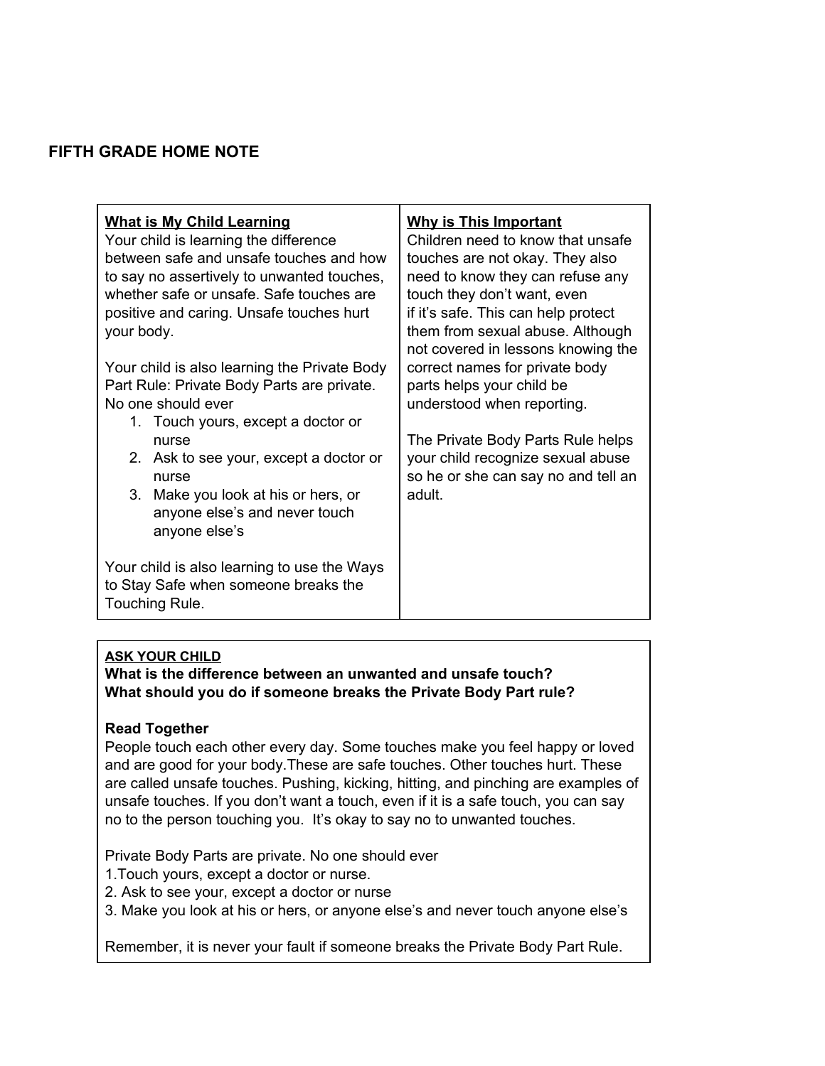## FIFTH GRADE HOME NOTE

| **<u>What is My Child Learning</u>** | **<u>Why is This Important</u>** |
|---|---|
| Your child is learning the difference between safe and unsafe touches and how to say no assertively to unwanted touches, whether safe or unsafe. Safe touches are positive and caring. Unsafe touches hurt your body.<br><br>Your child is also learning the Private Body Part Rule: Private Body Parts are private. No one should ever<br>1. Touch yours, except a doctor or nurse<br>2. Ask to see your, except a doctor or nurse<br>3. Make you look at his or hers, or anyone else's and never touch anyone else's<br><br>Your child is also learning to use the Ways to Stay Safe when someone breaks the Touching Rule. | Children need to know that unsafe touches are not okay. They also need to know they can refuse any touch they don't want, even if it's safe. This can help protect them from sexual abuse. Although not covered in lessons knowing the correct names for private body parts helps your child be understood when reporting.<br><br>The Private Body Parts Rule helps your child recognize sexual abuse so he or she can say no and tell an adult. |

**<u>ASK YOUR CHILD</u>**

**What is the difference between an unwanted and unsafe touch?**
**What should you do if someone breaks the Private Body Part rule?**

**Read Together**

People touch each other every day. Some touches make you feel happy or loved and are good for your body.These are safe touches. Other touches hurt. These are called unsafe touches. Pushing, kicking, hitting, and pinching are examples of unsafe touches. If you don't want a touch, even if it is a safe touch, you can say no to the person touching you. It's okay to say no to unwanted touches.

Private Body Parts are private. No one should ever

1.Touch yours, except a doctor or nurse.
2. Ask to see your, except a doctor or nurse
3. Make you look at his or hers, or anyone else's and never touch anyone else's

Remember, it is never your fault if someone breaks the Private Body Part Rule.